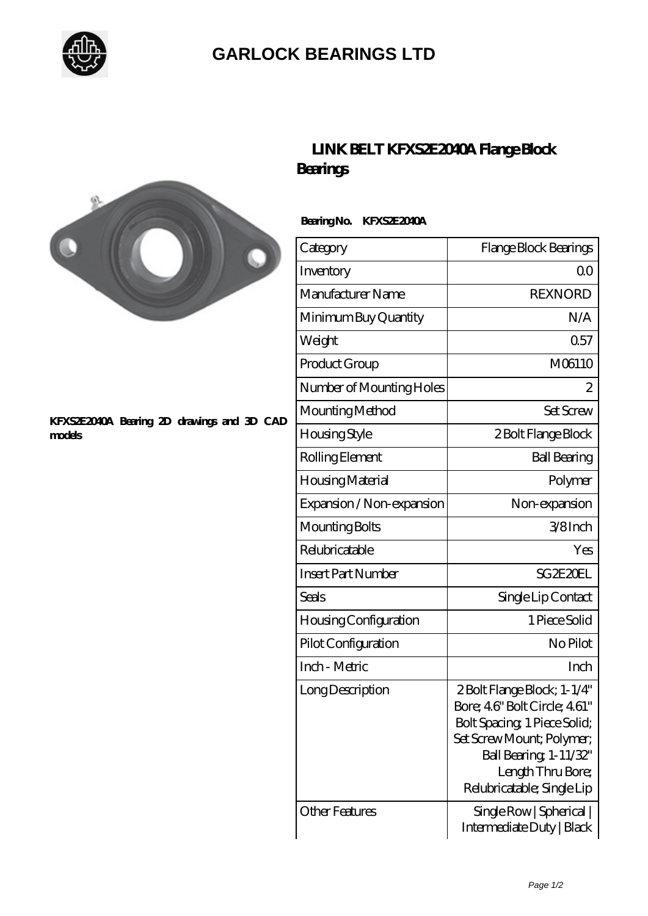# GARLOCK BEARINGS LTD

## LINK BELT KFXS2E2040A Flange Block Bearings

KFXS2E2040A Bearing 2D drawings and 3D CAD models

**Bearing No. KFXS2E2040A**

| Category | Flange Block Bearings |
|---|---|
| Inventory | 0.0 |
| Manufacturer Name | REXNORD |
| Minimum Buy Quantity | N/A |
| Weight | 0.57 |
| Product Group | M06110 |
| Number of Mounting Holes | 2 |
| Mounting Method | Set Screw |
| Housing Style | 2 Bolt Flange Block |
| Rolling Element | Ball Bearing |
| Housing Material | Polymer |
| Expansion / Non-expansion | Non-expansion |
| Mounting Bolts | 3/8 Inch |
| Relubricatable | Yes |
| Insert Part Number | SG2E20EL |
| Seals | Single Lip Contact |
| Housing Configuration | 1 Piece Solid |
| Pilot Configuration | No Pilot |
| Inch - Metric | Inch |
| Long Description | 2 Bolt Flange Block; 1-1/4" Bore; 4.6" Bolt Circle; 4.61" Bolt Spacing; 1 Piece Solid; Set Screw Mount; Polymer; Ball Bearing; 1-11/32" Length Thru Bore; Relubricatable; Single Lip |
| Other Features | Single Row \| Spherical \| Intermediate Duty \| Black |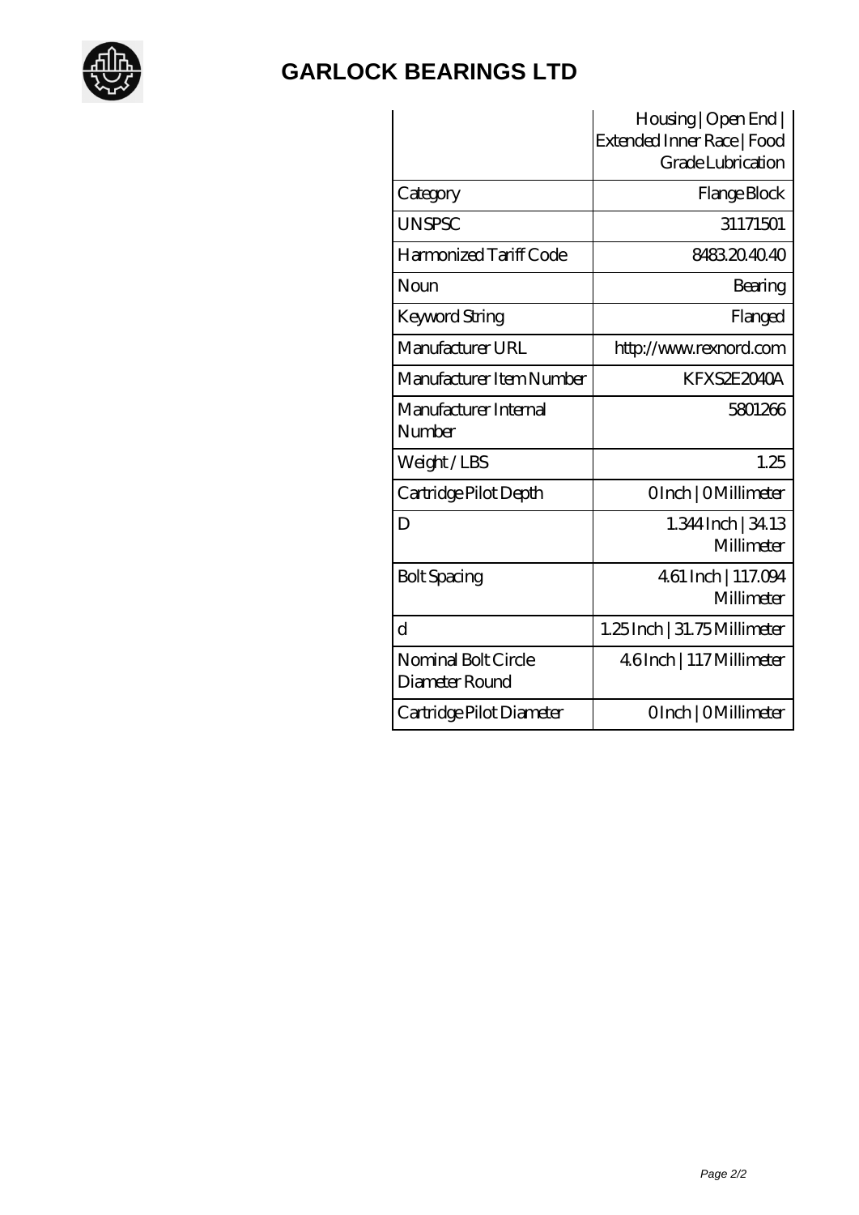# GARLOCK BEARINGS LTD

| | |
|---|---|
| | Housing \| Open End \| Extended Inner Race \| Food Grade Lubrication |
| Category | Flange Block |
| UNSPSC | 31171501 |
| Harmonized Tariff Code | 8483.20.40.40 |
| Noun | Bearing |
| Keyword String | Flanged |
| Manufacturer URL | http://www.rexnord.com |
| Manufacturer Item Number | KFXS2E2040A |
| Manufacturer Internal Number | 5801266 |
| Weight / LBS | 1.25 |
| Cartridge Pilot Depth | 0 Inch \| 0 Millimeter |
| D | 1.344 Inch \| 34.13 Millimeter |
| Bolt Spacing | 4.61 Inch \| 117.094 Millimeter |
| d | 1.25 Inch \| 31.75 Millimeter |
| Nominal Bolt Circle Diameter Round | 4.6 Inch \| 117 Millimeter |
| Cartridge Pilot Diameter | 0 Inch \| 0 Millimeter |